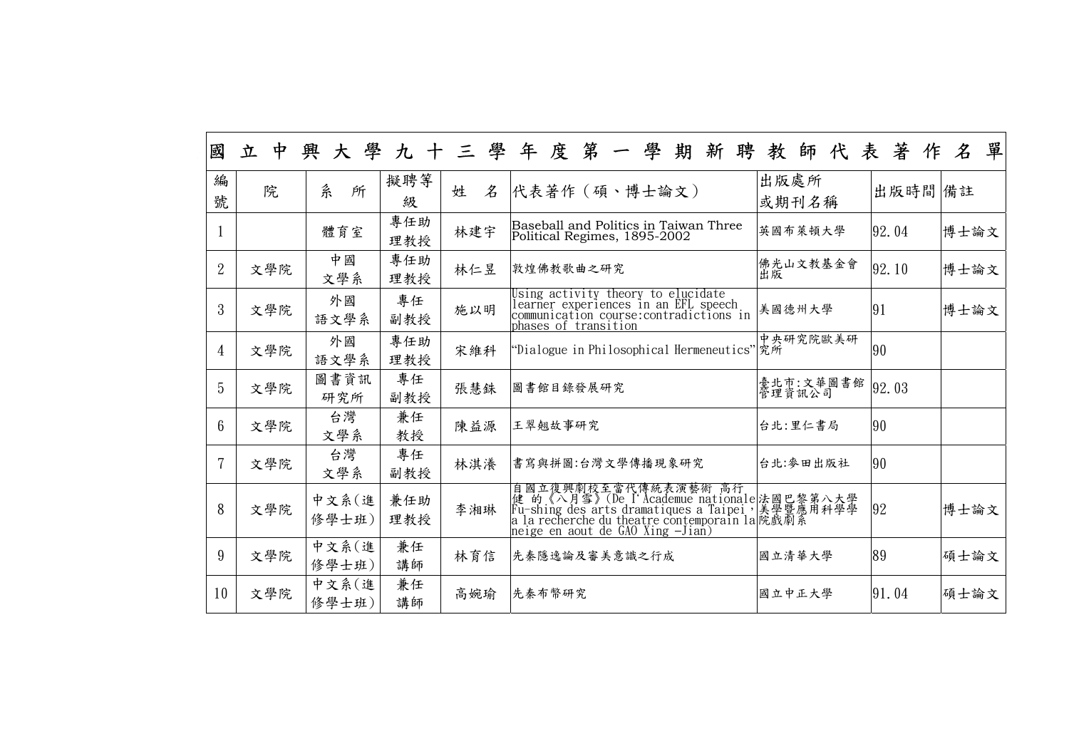# 國立中興大學九十三學年度第一學期新聘教師代表著作名單

| 編號 | 院 | 系所 | 擬聘等級 | 姓名 | 代表著作（碩、博士論文） | 出版處所或期刊名稱 | 出版時間 | 備註 |
|---|---|---|---|---|---|---|---|---|
| 1 | | 體育室 | 專任助理教授 | 林建宇 | Baseball and Politics in Taiwan Three Political Regimes, 1895-2002 | 英國布萊頓大學 | 92.04 | 博士論文 |
| 2 | 文學院 | 中國文學系 | 專任助理教授 | 林仁昱 | 敦煌佛教歌曲之研究 | 佛光山文教基金會出版 | 92.10 | 博士論文 |
| 3 | 文學院 | 外國語文學系 | 專任副教授 | 施以明 | Using activity theory to elucidate learner experiences in an EFL speech communication course:contradictions in phases of transition | 美國德州大學 | 91 | 博士論文 |
| 4 | 文學院 | 外國語文學系 | 專任助理教授 | 宋維科 | "Dialogue in Philosophical Hermeneutics" | 中央研究院歐美研究所 | 90 | |
| 5 | 文學院 | 圖書資訊研究所 | 專任副教授 | 張慧銖 | 圖書館目錄發展研究 | 臺北市:文華圖書館管理資訊公司 | 92.03 | |
| 6 | 文學院 | 台灣文學系 | 兼任教授 | 陳益源 | 王翠翹故事研究 | 台北:里仁書局 | 90 | |
| 7 | 文學院 | 台灣文學系 | 專任副教授 | 林淇瀁 | 書寫與拼圖:台灣文學傳播現象研究 | 台北:麥田出版社 | 90 | |
| 8 | 文學院 | 中文系(進修學士班) | 兼任助理教授 | 李湘琳 | 自國立復興劇校至當代傳統表演藝術 高行健 的《八月雪》(De l'Academue nationale Fu-shing des arts dramatiques a Taipei，a la recherche du theatre contemporain la neige en aout de GAO Xing -Jian) | 法國巴黎第八大學美學暨應用科學學院戲劇系 | 92 | 博士論文 |
| 9 | 文學院 | 中文系(進修學士班) | 兼任講師 | 林育信 | 先秦隱逸論及審美意識之行成 | 國立清華大學 | 89 | 碩士論文 |
| 10 | 文學院 | 中文系(進修學士班) | 兼任講師 | 高婉瑜 | 先秦布幣研究 | 國立中正大學 | 91.04 | 碩士論文 |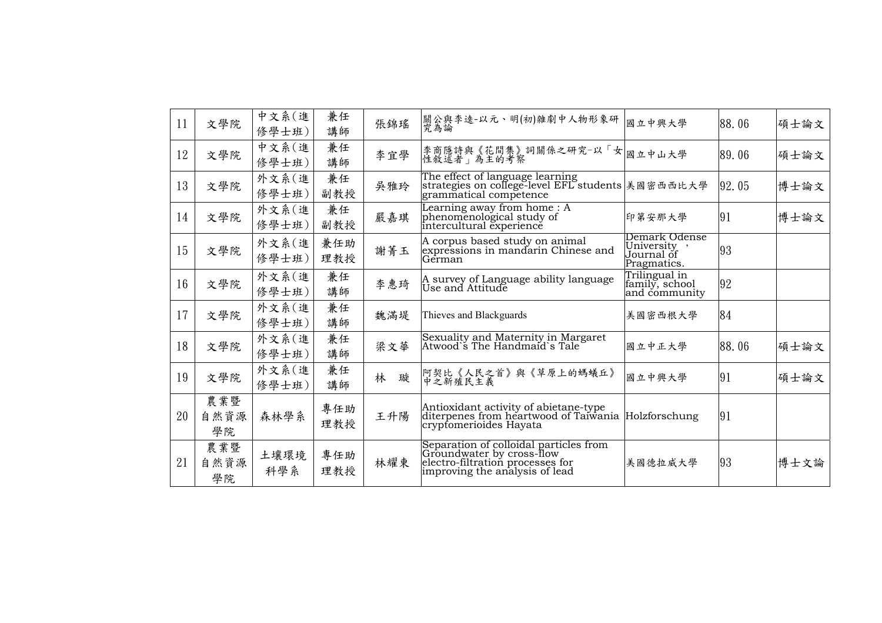| 11 | 文學院 | 中文系(進修學士班) | 兼任講師 | 張錦瑤 | 關公與李逵-以元、明(初)雜劇中人物形象研究為論 | 國立中興大學 | 88.06 | 碩士論文 |
|---|---|---|---|---|---|---|---|---|
| 12 | 文學院 | 中文系(進修學士班) | 兼任講師 | 李宜學 | 李商隱詩與《花間集》詞關係之研究-以「女性敘述者」為主的考察 | 國立中山大學 | 89.06 | 碩士論文 |
| 13 | 文學院 | 外文系(進修學士班) | 兼任副教授 | 吳雅玲 | The effect of language learning strategies on college-level EFL students grammatical competence | 美國密西西比大學 | 92.05 | 博士論文 |
| 14 | 文學院 | 外文系(進修學士班) | 兼任副教授 | 嚴嘉琪 | Learning away from home : A phenomenological study of intercultural experience | 印第安那大學 | 91 | 博士論文 |
| 15 | 文學院 | 外文系(進修學士班) | 兼任助理教授 | 謝菁玉 | A corpus based study on animal expressions in mandarin Chinese and German | Demark Odense University ， Journal of Pragmatics. | 93 | |
| 16 | 文學院 | 外文系(進修學士班) | 兼任講師 | 李惠琦 | A survey of Language ability language Use and Attitude | Trilingual in family, school and community | 92 | |
| 17 | 文學院 | 外文系(進修學士班) | 兼任講師 | 魏滿堤 | Thieves and Blackguards | 美國密西根大學 | 84 | |
| 18 | 文學院 | 外文系(進修學士班) | 兼任講師 | 梁文華 | Sexuality and Maternity in Margaret Atwood`s The Handmaid`s Tale | 國立中正大學 | 88.06 | 碩士論文 |
| 19 | 文學院 | 外文系(進修學士班) | 兼任講師 | 林　璇 | 阿契比《人民之首》與《草原上的螞蟻丘》中之新殖民主義 | 國立中興大學 | 91 | 碩士論文 |
| 20 | 農業暨自然資源學院 | 森林學系 | 專任助理教授 | 王升陽 | Antioxidant activity of abietane-type diterpenes from heartwood of Taiwania cryptomerioides Hayata | Holzforschung | 91 | |
| 21 | 農業暨自然資源學院 | 土壤環境科學系 | 專任助理教授 | 林耀東 | Separation of colloidal particles from Groundwater by cross-flow electro-filtration processes for improving the analysis of lead | 美國德拉威大學 | 93 | 博士文論 |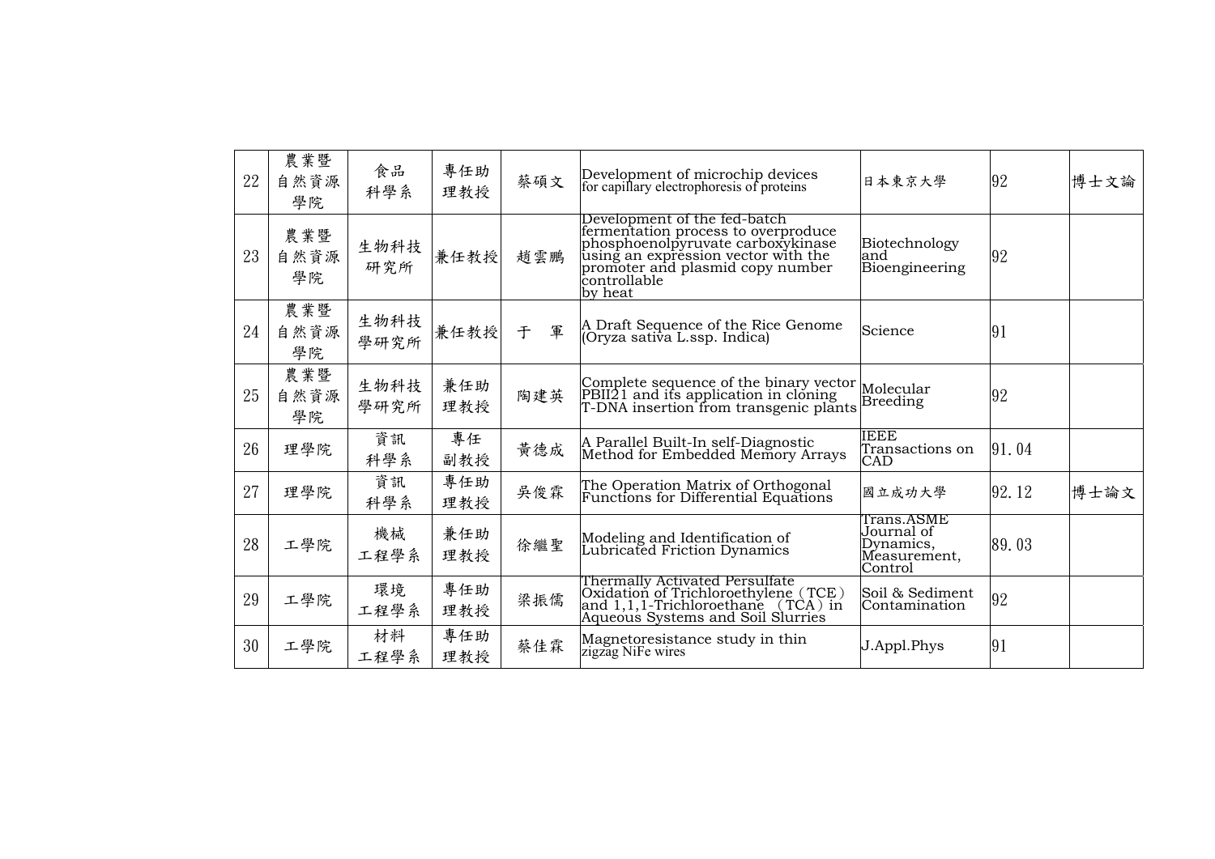| | | | | | | | | |
|---|---|---|---|---|---|---|---|---|
| 22 | 農業暨自然資源學院 | 食品科學系 | 專任助理教授 | 蔡碩文 | Development of microchip devices for capillary electrophoresis of proteins | 日本東京大學 | 92 | 博士文論 |
| 23 | 農業暨自然資源學院 | 生物科技研究所 | 兼任教授 | 趙雲鵬 | Development of the fed-batch fermentation process to overproduce phosphoenolpyruvate carboxykinase using an expression vector with the promoter and plasmid copy number controllable by heat | Biotechnology and Bioengineering | 92 | |
| 24 | 農業暨自然資源學院 | 生物科技學研究所 | 兼任教授 | 于　軍 | A Draft Sequence of the Rice Genome (Oryza sativa L.ssp. Indica) | Science | 91 | |
| 25 | 農業暨自然資源學院 | 生物科技學研究所 | 兼任助理教授 | 陶建英 | Complete sequence of the binary vector PBII21 and its application in cloning T-DNA insertion from transgenic plants | Molecular Breeding | 92 | |
| 26 | 理學院 | 資訊科學系 | 專任副教授 | 黃德成 | A Parallel Built-In self-Diagnostic Method for Embedded Memory Arrays | IEEE Transactions on CAD | 91.04 | |
| 27 | 理學院 | 資訊科學系 | 專任助理教授 | 吳俊霖 | The Operation Matrix of Orthogonal Functions for Differential Equations | 國立成功大學 | 92.12 | 博士論文 |
| 28 | 工學院 | 機械工程學系 | 兼任助理教授 | 徐繼聖 | Modeling and Identification of Lubricated Friction Dynamics | Trans.ASME Journal of Dynamics, Measurement, Control | 89.03 | |
| 29 | 工學院 | 環境工程學系 | 專任助理教授 | 梁振儒 | Thermally Activated Persulfate Oxidation of Trichloroethylene（TCE）and 1,1,1-Trichloroethane （TCA）in Aqueous Systems and Soil Slurries | Soil & Sediment Contamination | 92 | |
| 30 | 工學院 | 材料工程學系 | 專任助理教授 | 蔡佳霖 | Magnetoresistance study in thin zigzag NiFe wires | J.Appl.Phys | 91 | |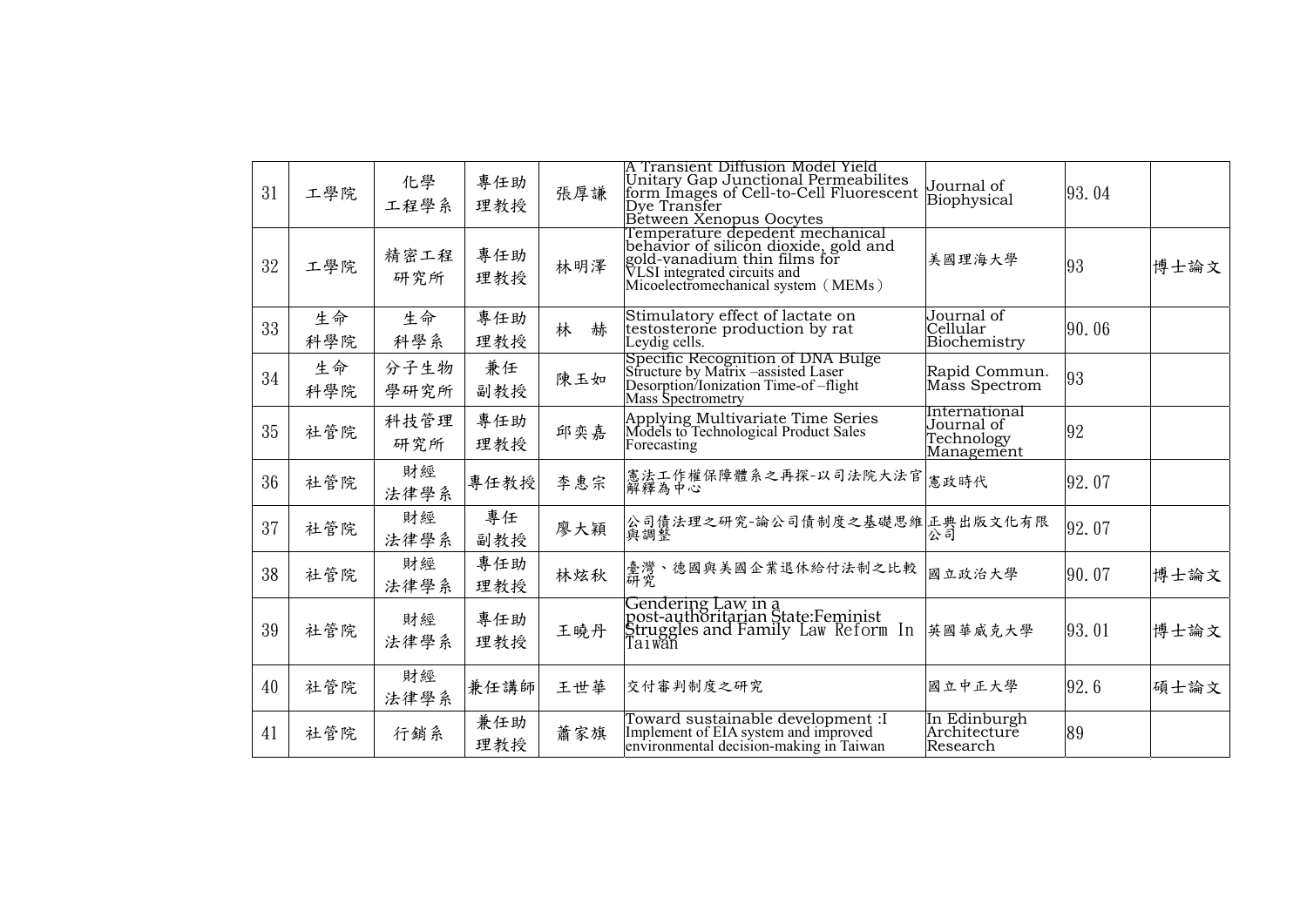| 31 | 工學院 | 化學工程學系 | 專任助理教授 | 張厚謙 | A Transient Diffusion Model Yield Unitary Gap Junctional Permeabilites form Images of Cell-to-Cell Fluorescent Dye Transfer Between Xenopus Oocytes | Journal of Biophysical | 93.04 | |
|---|---|---|---|---|---|---|---|---|
| 32 | 工學院 | 精密工程研究所 | 專任助理教授 | 林明澤 | Temperature depedent mechanical behavior of silicon dioxide, gold and gold-vanadium thin films for VLSI integrated circuits and Micoelectromechanical system（MEMs） | 美國理海大學 | 93 | 博士論文 |
| 33 | 生命科學院 | 生命科學系 | 專任助理教授 | 林　赫 | Stimulatory effect of lactate on testosterone production by rat Leydig cells. | Journal of Cellular Biochemistry | 90.06 | |
| 34 | 生命科學院 | 分子生物學研究所 | 兼任副教授 | 陳玉如 | Specific Recognition of DNA Bulge Structure by Matrix –assisted Laser Desorption/Ionization Time-of –flight Mass Spectrometry | Rapid Commun. Mass Spectrom | 93 | |
| 35 | 社管院 | 科技管理研究所 | 專任助理教授 | 邱奕嘉 | Applying Multivariate Time Series Models to Technological Product Sales Forecasting | International Journal of Technology Management | 92 | |
| 36 | 社管院 | 財經法律學系 | 專任教授 | 李惠宗 | 憲法工作權保障體系之再探-以司法院大法官解釋為中心 | 憲政時代 | 92.07 | |
| 37 | 社管院 | 財經法律學系 | 專任副教授 | 廖大穎 | 公司債法理之研究-論公司債制度之基礎思維與調整 | 正典出版文化有限公司 | 92.07 | |
| 38 | 社管院 | 財經法律學系 | 專任助理教授 | 林炫秋 | 臺灣、德國與美國企業退休給付法制之比較研究 | 國立政治大學 | 90.07 | 博士論文 |
| 39 | 社管院 | 財經法律學系 | 專任助理教授 | 王曉丹 | Gendering Law in a post-authoritarian State:Feminist Struggles and Family Law Reform In Taiwan | 英國華威克大學 | 93.01 | 博士論文 |
| 40 | 社管院 | 財經法律學系 | 兼任講師 | 王世華 | 交付審判制度之研究 | 國立中正大學 | 92.6 | 碩士論文 |
| 41 | 社管院 | 行銷系 | 兼任助理教授 | 蕭家旗 | Toward sustainable development :I Implement of EIA system and improved environmental decision-making in Taiwan | In Edinburgh Architecture Research | 89 | |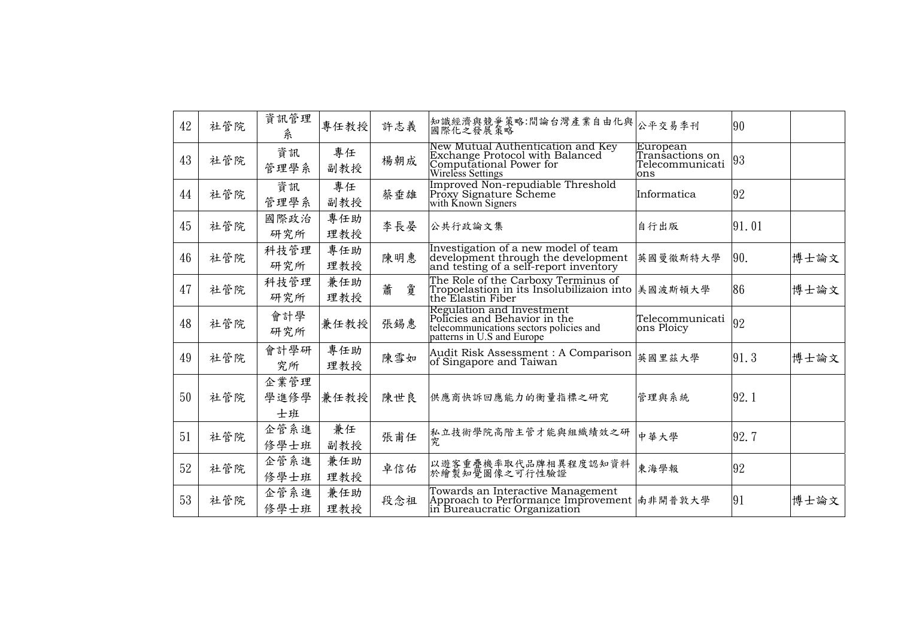| 42 | 社管院 | 資訊管理系 | 專任教授 | 許志義 | 知識經濟與競爭策略:間論台灣產業自由化與國際化之發展策略 | 公平交易季刊 | 90 | |
|---|---|---|---|---|---|---|---|---|
| 43 | 社管院 | 資訊管理學系 | 專任副教授 | 楊朝成 | New Mutual Authentication and Key Exchange Protocol with Balanced Computational Power for Wireless Settings | European Transactions on Telecommunications | 93 | |
| 44 | 社管院 | 資訊管理學系 | 專任副教授 | 蔡垂雄 | Improved Non-repudiable Threshold Proxy Signature Scheme with Known Signers | Informatica | 92 | |
| 45 | 社管院 | 國際政治研究所 | 專任助理教授 | 李長晏 | 公共行政論文集 | 自行出版 | 91.01 | |
| 46 | 社管院 | 科技管理研究所 | 專任助理教授 | 陳明惠 | Investigation of a new model of team development through the development and testing of a self-report inventory | 英國曼徹斯特大學 | 90. | 博士論文 |
| 47 | 社管院 | 科技管理研究所 | 兼任助理教授 | 蕭　夐 | The Role of the Carboxy Terminus of Tropoelastion in its Insolubilizaion into the Elastin Fiber | 美國波斯頓大學 | 86 | 博士論文 |
| 48 | 社管院 | 會計學研究所 | 兼任教授 | 張錫惠 | Regulation and Investment Policies and Behavior in the telecommunications sectors policies and patterns in U.S and Europe | Telecommunications Ploicy | 92 | |
| 49 | 社管院 | 會計學研究所 | 專任助理教授 | 陳雪如 | Audit Risk Assessment : A Comparison of Singapore and Taiwan | 英國里茲大學 | 91.3 | 博士論文 |
| 50 | 社管院 | 企業管理學進修學士班 | 兼任教授 | 陳世良 | 供應商快訴回應能力的衡量指標之研究 | 管理與系統 | 92.1 | |
| 51 | 社管院 | 企管系進修學士班 | 兼任副教授 | 張甫任 | 私立技術學院高階主管才能與組織績效之研究 | 中華大學 | 92.7 | |
| 52 | 社管院 | 企管系進修學士班 | 兼任助理教授 | 卓信佑 | 以遊客重疊機率取代品牌相異程度認知資料於繪製知覺圖像之可行性驗證 | 東海學報 | 92 | |
| 53 | 社管院 | 企管系進修學士班 | 兼任助理教授 | 段念祖 | Towards an Interactive Management Approach to Performance Improvement in Bureaucratic Organization | 南非開普敦大學 | 91 | 博士論文 |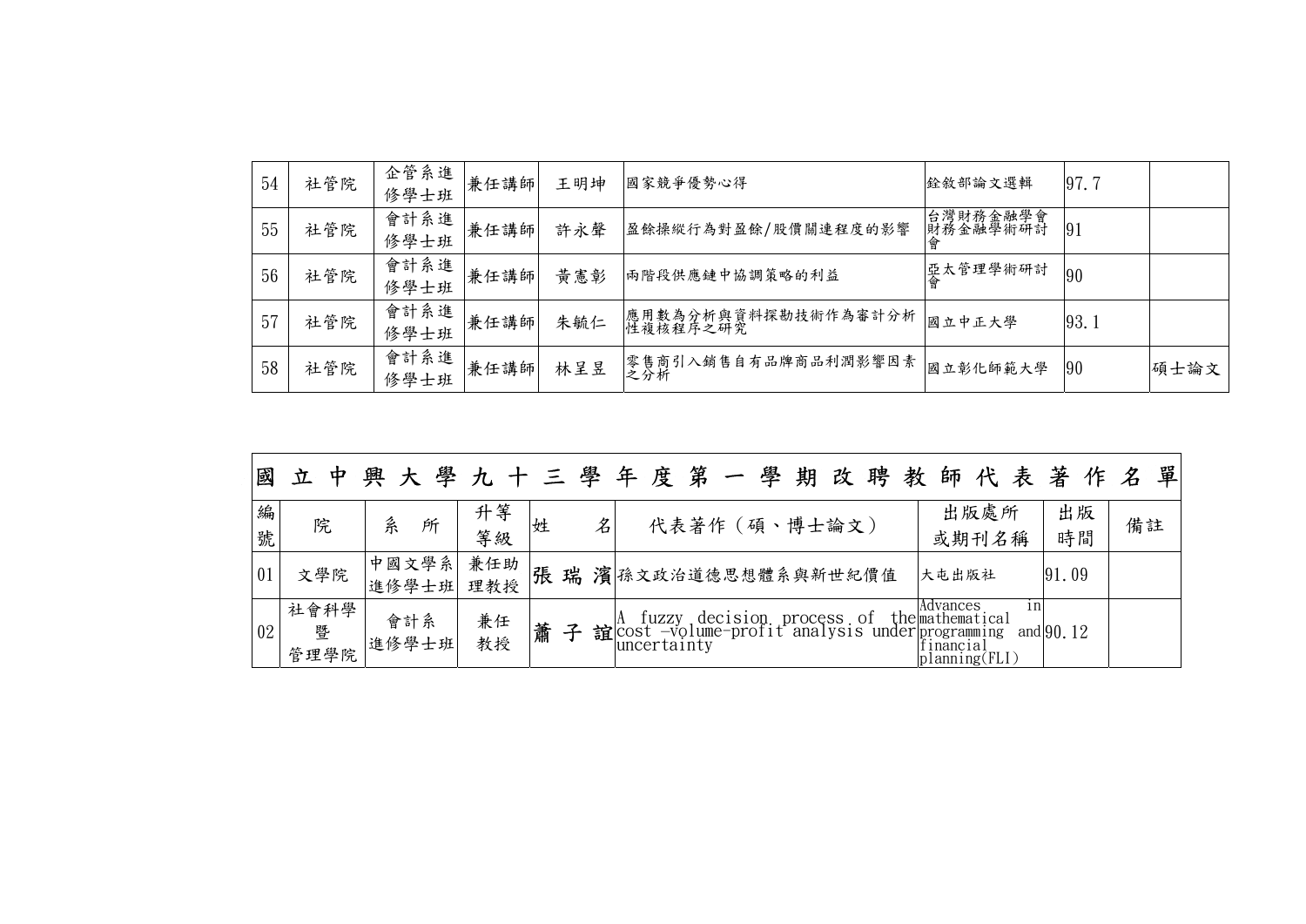| | | | | | | | | |
|---|---|---|---|---|---|---|---|---|
| 54 | 社管院 | 企管系進修學士班 | 兼任講師 | 王明坤 | 國家競爭優勢心得 | 銓敘部論文選輯 | 97.7 | |
| 55 | 社管院 | 會計系進修學士班 | 兼任講師 | 許永聲 | 盈餘操縱行為對盈餘/股價關連程度的影響 | 台灣財務金融學會財務金融學術研討會 | 91 | |
| 56 | 社管院 | 會計系進修學士班 | 兼任講師 | 黃憲彰 | 兩階段供應鏈中協調策略的利益 | 亞太管理學術研討會 | 90 | |
| 57 | 社管院 | 會計系進修學士班 | 兼任講師 | 朱毓仁 | 應用數為分析與資料探勘技術作為審計分析性複核程序之研究 | 國立中正大學 | 93.1 | |
| 58 | 社管院 | 會計系進修學士班 | 兼任講師 | 林呈昱 | 零售商引入銷售自有品牌商品利潤影響因素之分析 | 國立彰化師範大學 | 90 | 碩士論文 |

# 國立中興大學九十三學年度第一學期改聘教師代表著作名單

| 編號 | 院 | 系　所 | 升等等級 | 姓　名 | 代表著作（碩、博士論文） | 出版處所或期刊名稱 | 出版時間 | 備註 |
|---|---|---|---|---|---|---|---|---|
| 01 | 文學院 | 中國文學系進修學士班 | 兼任助理教授 | 張瑞濱 | 孫文政治道德思想體系與新世紀價值 | 大屯出版社 | 91.09 | |
| 02 | 社會科學暨管理學院 | 會計系進修學士班 | 兼任教授 | 蕭子誼 | A fuzzy decision process of the cost –volume-profit analysis under uncertainty | Advances in mathematical programming and financial planning(FLI) | 90.12 | |